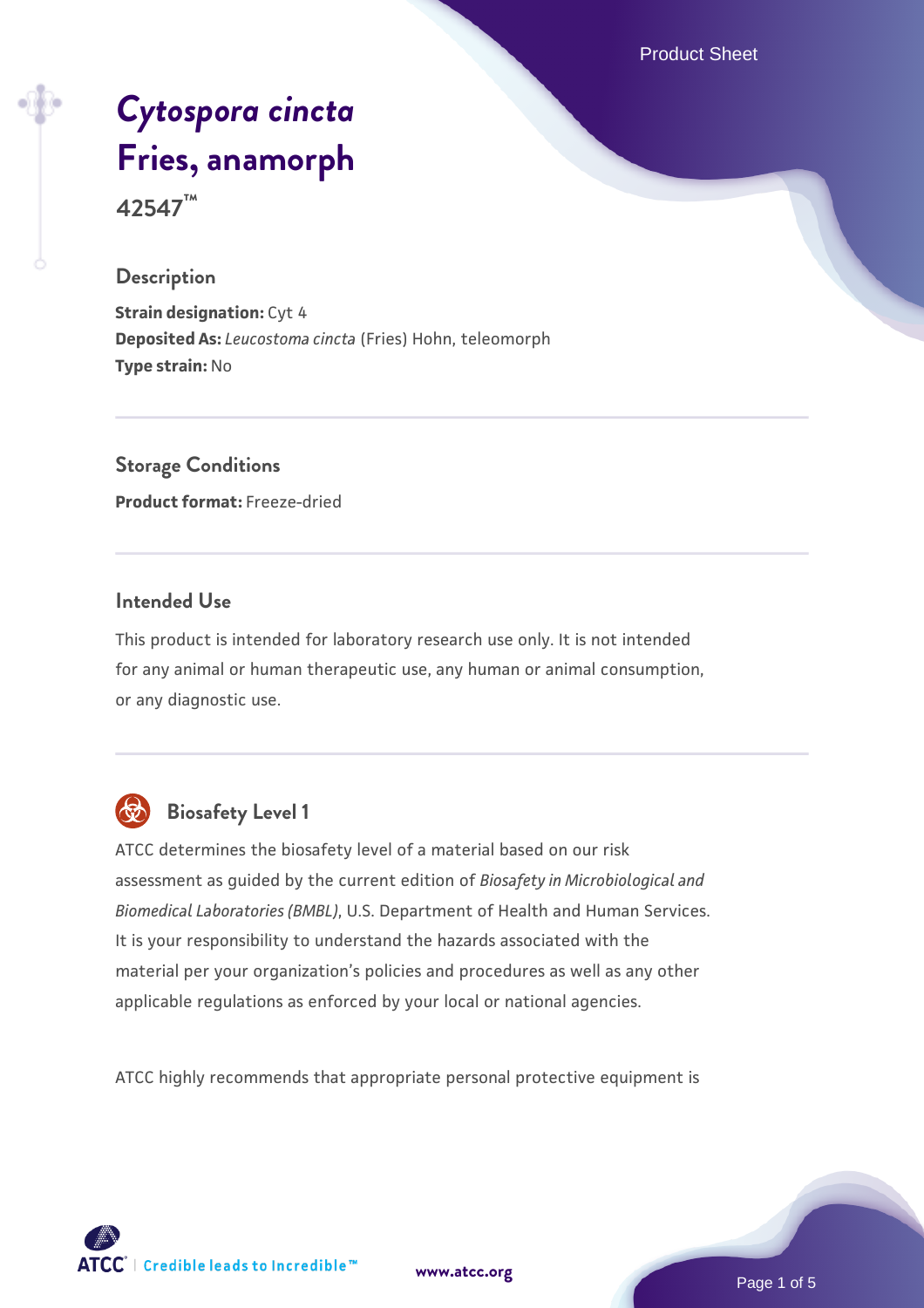# *Cytospora cincta* Fries, anamorph

**42547™**

## Description

**Strain designation:** Cyt 4
**Deposited As:** *Leucostoma cincta* (Fries) Hohn, teleomorph
**Type strain:** No

## Storage Conditions

**Product format:** Freeze-dried

## Intended Use

This product is intended for laboratory research use only. It is not intended for any animal or human therapeutic use, any human or animal consumption, or any diagnostic use.

## Biosafety Level 1

ATCC determines the biosafety level of a material based on our risk assessment as guided by the current edition of *Biosafety in Microbiological and Biomedical Laboratories (BMBL)*, U.S. Department of Health and Human Services. It is your responsibility to understand the hazards associated with the material per your organization's policies and procedures as well as any other applicable regulations as enforced by your local or national agencies.

ATCC highly recommends that appropriate personal protective equipment is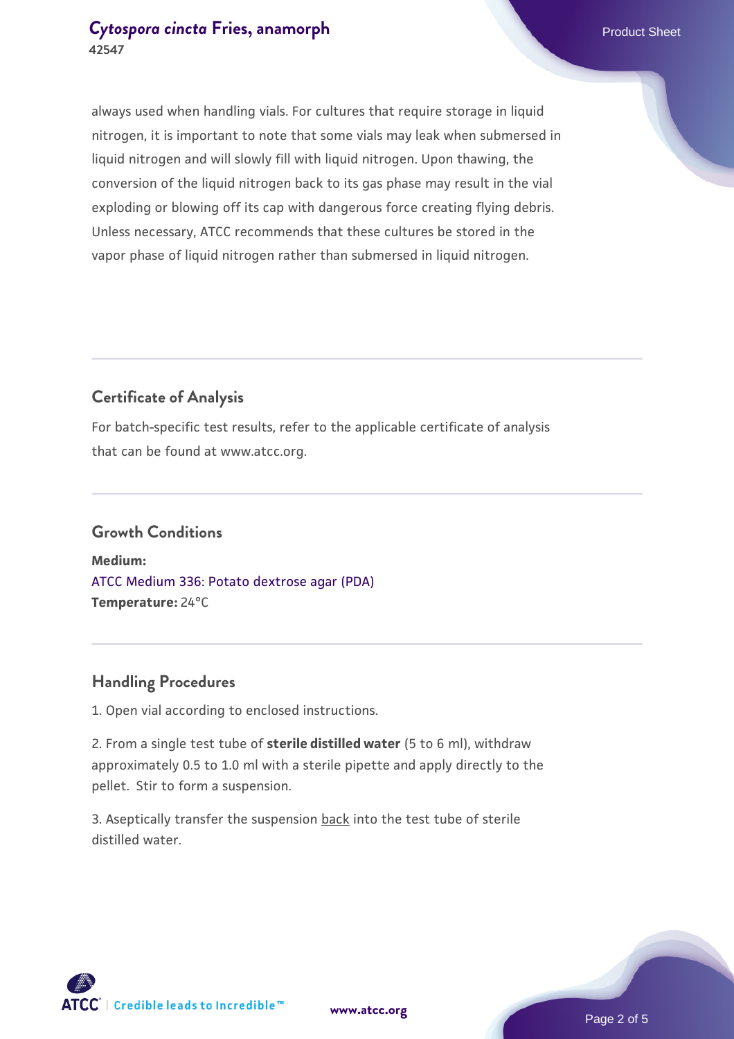always used when handling vials. For cultures that require storage in liquid nitrogen, it is important to note that some vials may leak when submersed in liquid nitrogen and will slowly fill with liquid nitrogen. Upon thawing, the conversion of the liquid nitrogen back to its gas phase may result in the vial exploding or blowing off its cap with dangerous force creating flying debris. Unless necessary, ATCC recommends that these cultures be stored in the vapor phase of liquid nitrogen rather than submersed in liquid nitrogen.

## Certificate of Analysis

For batch-specific test results, refer to the applicable certificate of analysis that can be found at www.atcc.org.

## Growth Conditions

**Medium:**
ATCC Medium 336: Potato dextrose agar (PDA)
**Temperature:** 24°C

## Handling Procedures

1. Open vial according to enclosed instructions.

2. From a single test tube of **sterile distilled water** (5 to 6 ml), withdraw approximately 0.5 to 1.0 ml with a sterile pipette and apply directly to the pellet. Stir to form a suspension.

3. Aseptically transfer the suspension back into the test tube of sterile distilled water.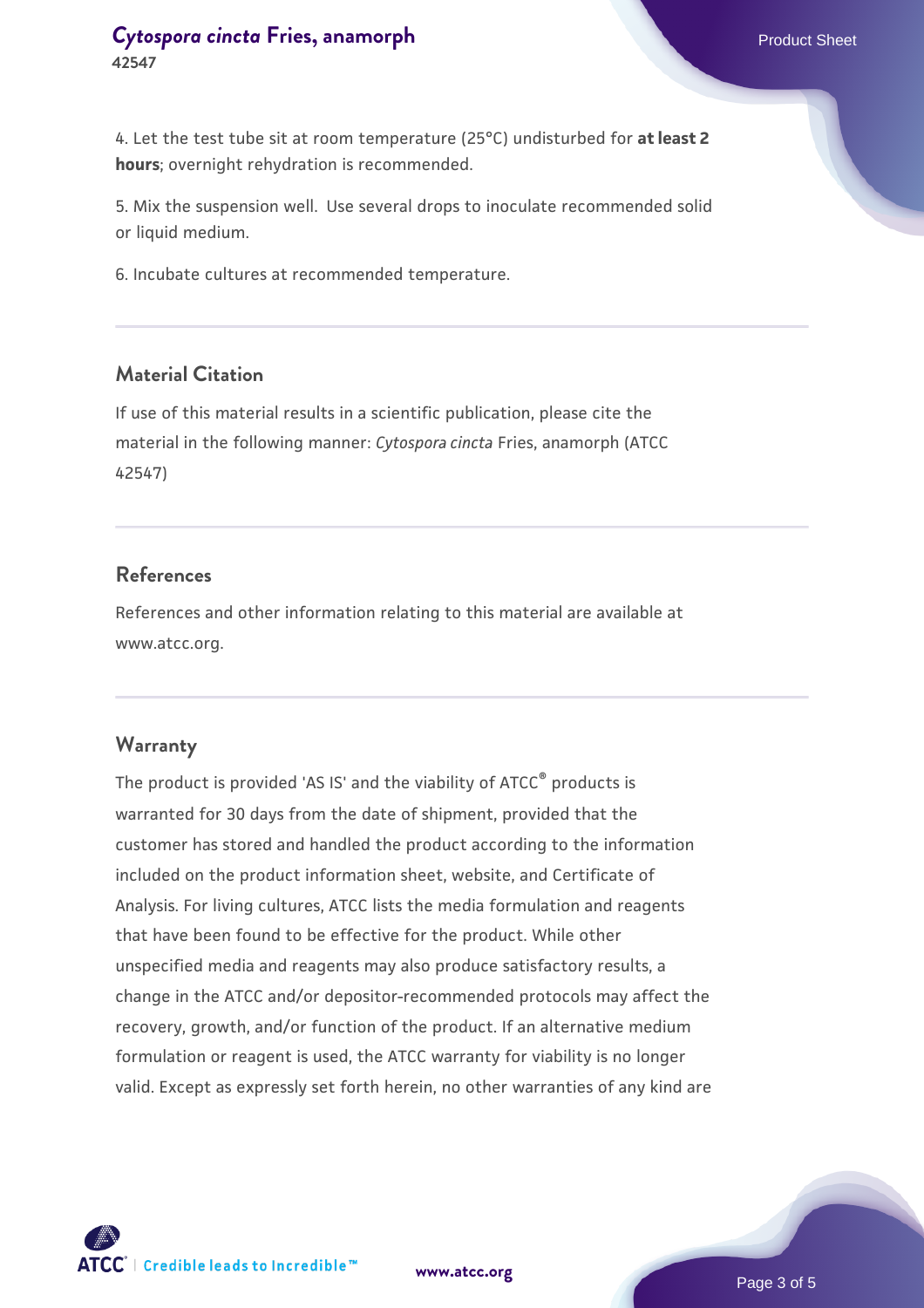4. Let the test tube sit at room temperature (25°C) undisturbed for **at least 2 hours**; overnight rehydration is recommended.

5. Mix the suspension well. Use several drops to inoculate recommended solid or liquid medium.

6. Incubate cultures at recommended temperature.

## Material Citation

If use of this material results in a scientific publication, please cite the material in the following manner: *Cytospora cincta* Fries, anamorph (ATCC 42547)

## References

References and other information relating to this material are available at www.atcc.org.

## Warranty

The product is provided 'AS IS' and the viability of ATCC® products is warranted for 30 days from the date of shipment, provided that the customer has stored and handled the product according to the information included on the product information sheet, website, and Certificate of Analysis. For living cultures, ATCC lists the media formulation and reagents that have been found to be effective for the product. While other unspecified media and reagents may also produce satisfactory results, a change in the ATCC and/or depositor-recommended protocols may affect the recovery, growth, and/or function of the product. If an alternative medium formulation or reagent is used, the ATCC warranty for viability is no longer valid. Except as expressly set forth herein, no other warranties of any kind are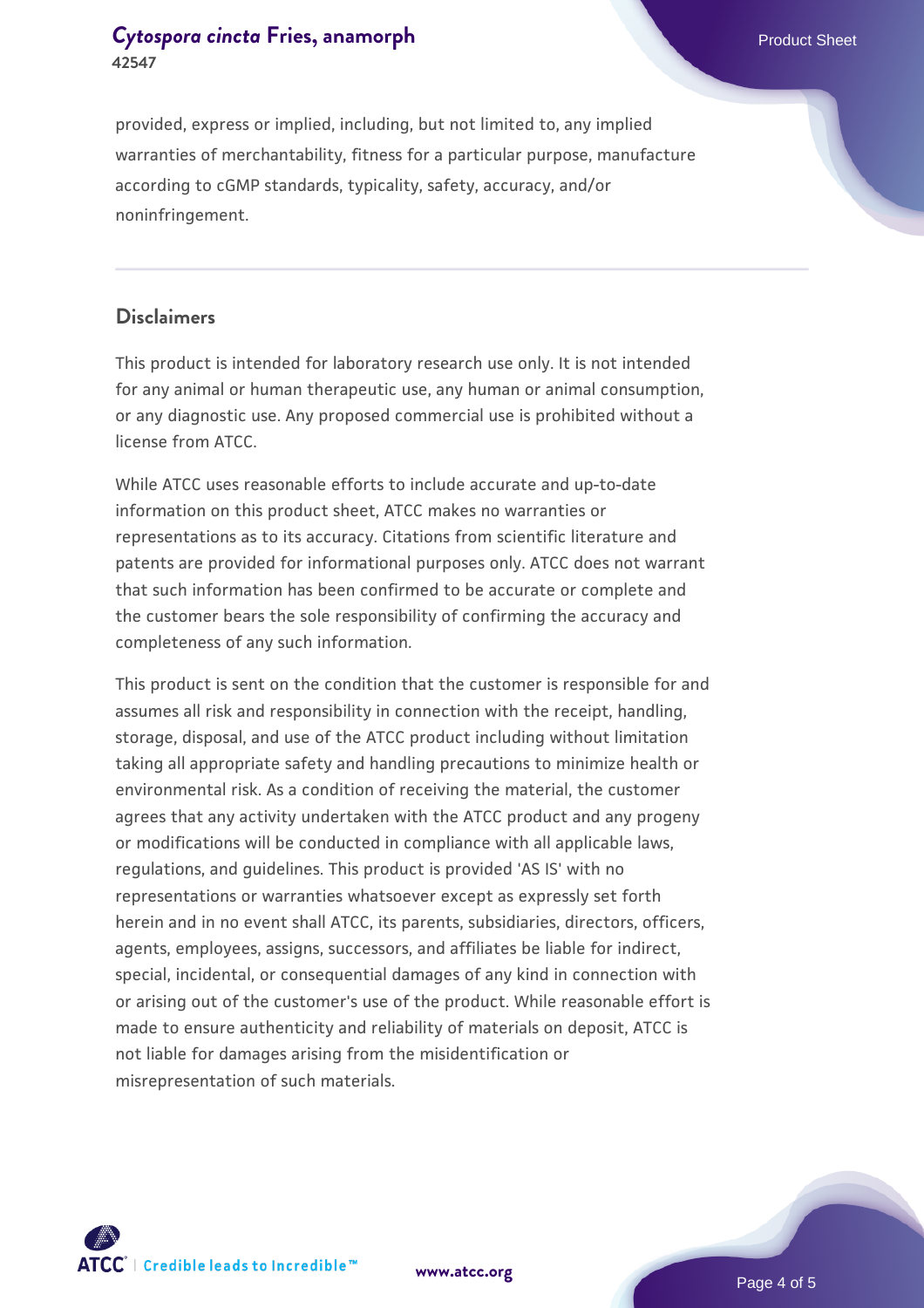provided, express or implied, including, but not limited to, any implied warranties of merchantability, fitness for a particular purpose, manufacture according to cGMP standards, typicality, safety, accuracy, and/or noninfringement.

## Disclaimers

This product is intended for laboratory research use only. It is not intended for any animal or human therapeutic use, any human or animal consumption, or any diagnostic use. Any proposed commercial use is prohibited without a license from ATCC.

While ATCC uses reasonable efforts to include accurate and up-to-date information on this product sheet, ATCC makes no warranties or representations as to its accuracy. Citations from scientific literature and patents are provided for informational purposes only. ATCC does not warrant that such information has been confirmed to be accurate or complete and the customer bears the sole responsibility of confirming the accuracy and completeness of any such information.

This product is sent on the condition that the customer is responsible for and assumes all risk and responsibility in connection with the receipt, handling, storage, disposal, and use of the ATCC product including without limitation taking all appropriate safety and handling precautions to minimize health or environmental risk. As a condition of receiving the material, the customer agrees that any activity undertaken with the ATCC product and any progeny or modifications will be conducted in compliance with all applicable laws, regulations, and guidelines. This product is provided 'AS IS' with no representations or warranties whatsoever except as expressly set forth herein and in no event shall ATCC, its parents, subsidiaries, directors, officers, agents, employees, assigns, successors, and affiliates be liable for indirect, special, incidental, or consequential damages of any kind in connection with or arising out of the customer's use of the product. While reasonable effort is made to ensure authenticity and reliability of materials on deposit, ATCC is not liable for damages arising from the misidentification or misrepresentation of such materials.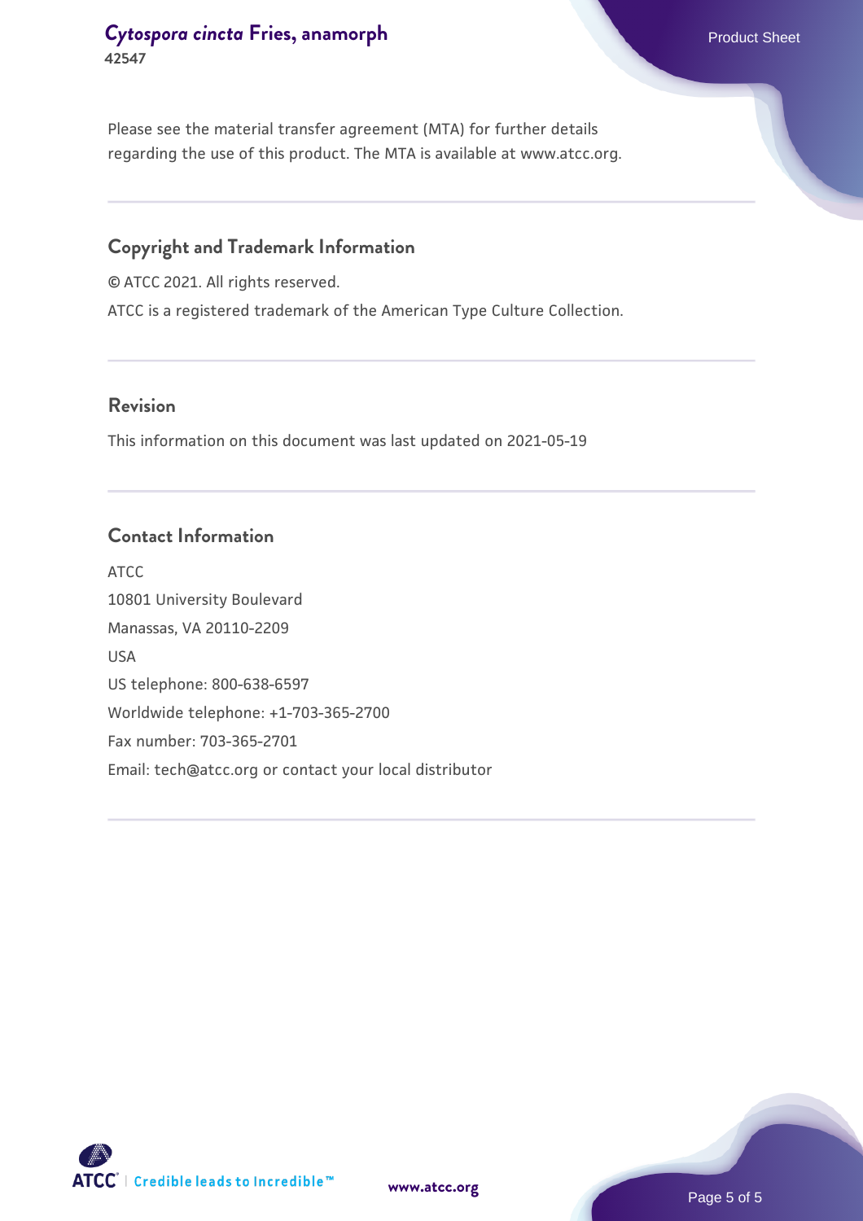Please see the material transfer agreement (MTA) for further details regarding the use of this product. The MTA is available at www.atcc.org.

## Copyright and Trademark Information

© ATCC 2021. All rights reserved.

ATCC is a registered trademark of the American Type Culture Collection.

## Revision

This information on this document was last updated on 2021-05-19

## Contact Information

ATCC
10801 University Boulevard
Manassas, VA 20110-2209
USA
US telephone: 800-638-6597
Worldwide telephone: +1-703-365-2700
Fax number: 703-365-2701
Email: tech@atcc.org or contact your local distributor